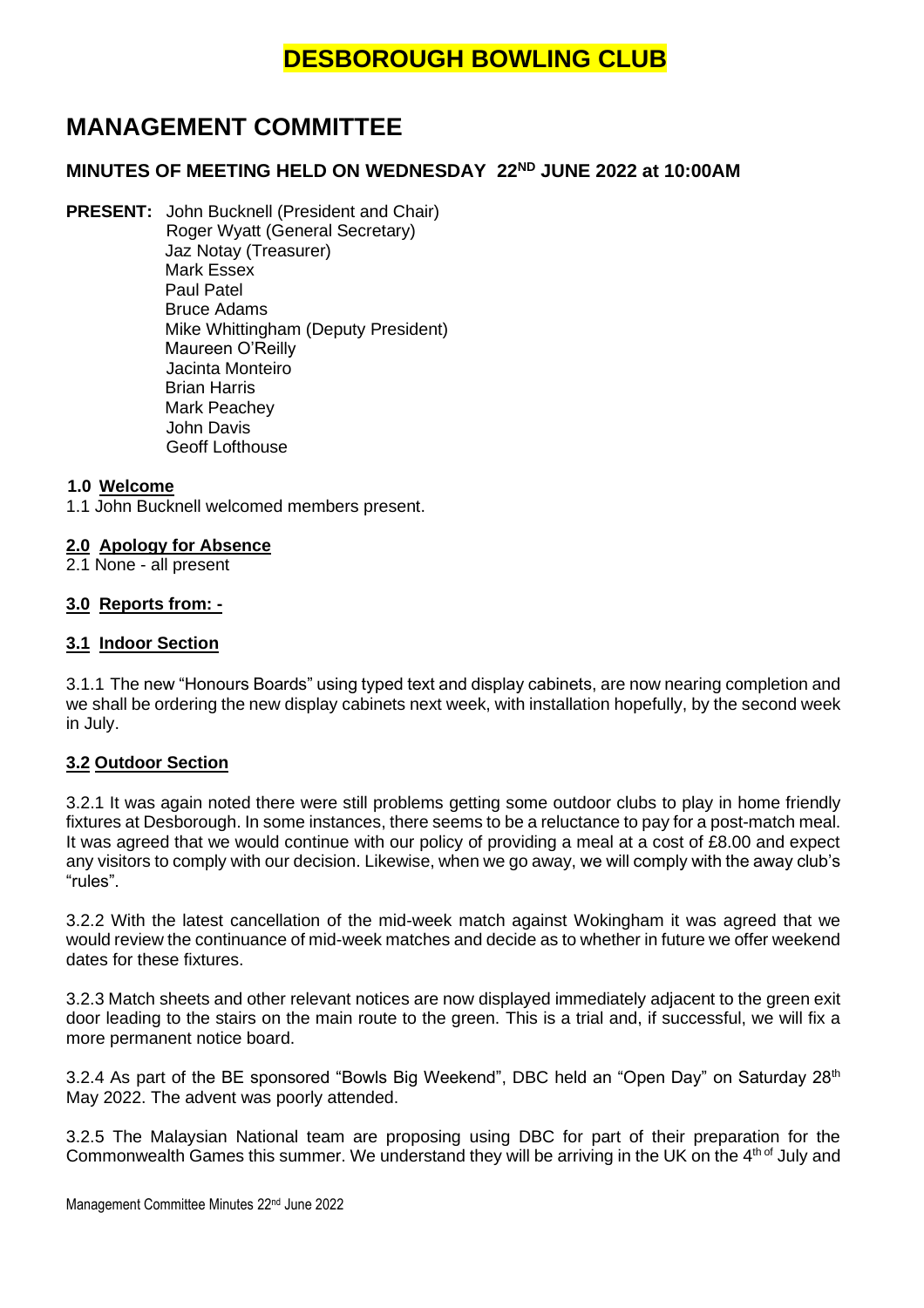# DESBOROUGH BOWLING CLUB

# MANAGEMENT COMMITTEE

## MINUTES OF MEETING HELD ON WEDNESDAY 22ND JUNE 2022 at 10:00AM

**PRESENT:** John Bucknell (President and Chair)
Roger Wyatt (General Secretary)
Jaz Notay (Treasurer)
Mark Essex
Paul Patel
Bruce Adams
Mike Whittingham (Deputy President)
Maureen O'Reilly
Jacinta Monteiro
Brian Harris
Mark Peachey
John Davis
Geoff Lofthouse

### 1.0 Welcome

1.1 John Bucknell welcomed members present.

### 2.0 Apology for Absence

2.1 None - all present

### 3.0 Reports from: -

### 3.1 Indoor Section

3.1.1 The new "Honours Boards" using typed text and display cabinets, are now nearing completion and we shall be ordering the new display cabinets next week, with installation hopefully, by the second week in July.

### 3.2 Outdoor Section

3.2.1 It was again noted there were still problems getting some outdoor clubs to play in home friendly fixtures at Desborough. In some instances, there seems to be a reluctance to pay for a post-match meal. It was agreed that we would continue with our policy of providing a meal at a cost of £8.00 and expect any visitors to comply with our decision. Likewise, when we go away, we will comply with the away club's "rules".

3.2.2 With the latest cancellation of the mid-week match against Wokingham it was agreed that we would review the continuance of mid-week matches and decide as to whether in future we offer weekend dates for these fixtures.

3.2.3 Match sheets and other relevant notices are now displayed immediately adjacent to the green exit door leading to the stairs on the main route to the green. This is a trial and, if successful, we will fix a more permanent notice board.

3.2.4 As part of the BE sponsored "Bowls Big Weekend", DBC held an "Open Day" on Saturday 28th May 2022. The advent was poorly attended.

3.2.5 The Malaysian National team are proposing using DBC for part of their preparation for the Commonwealth Games this summer. We understand they will be arriving in the UK on the 4th of July and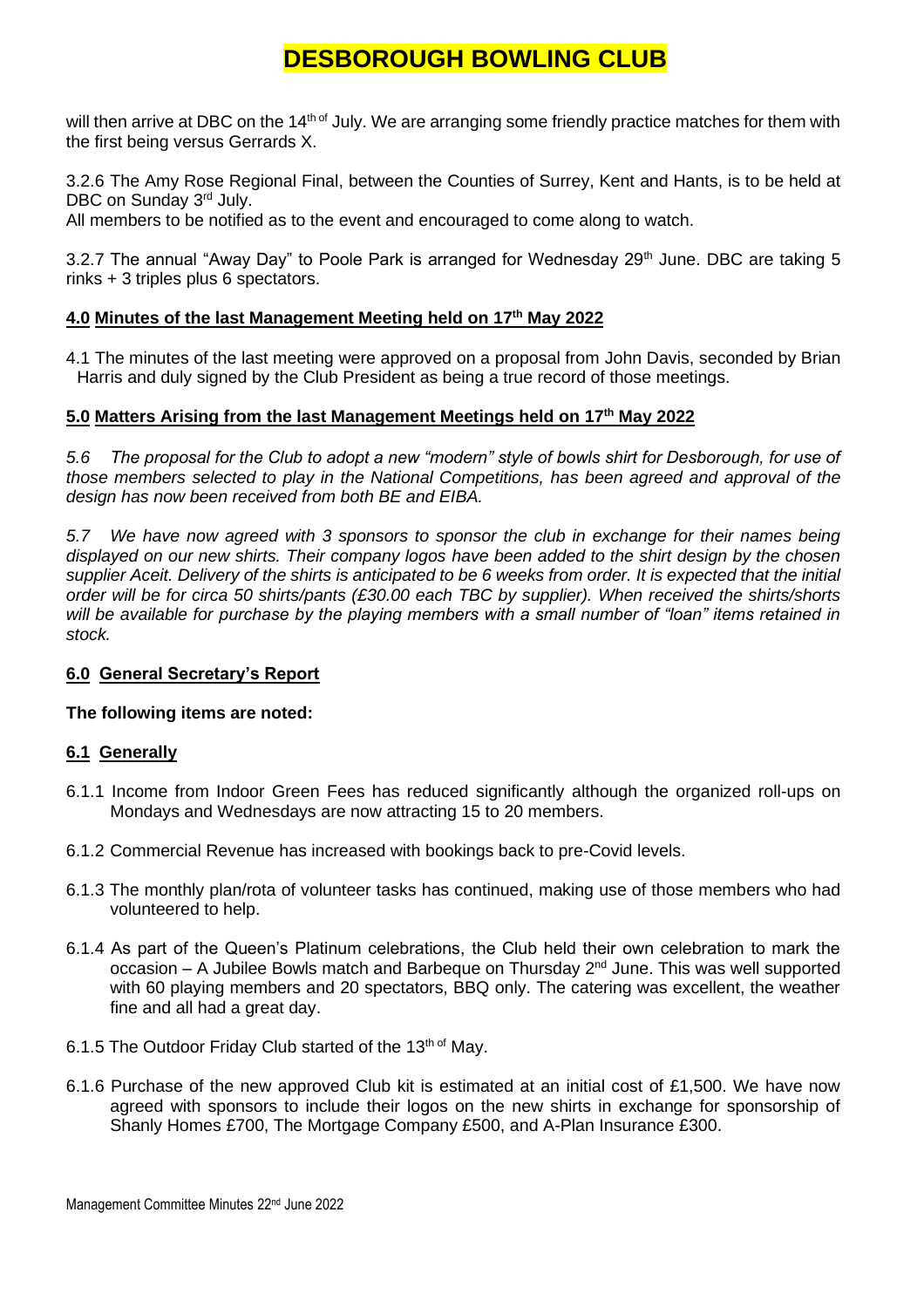will then arrive at DBC on the 14th of July. We are arranging some friendly practice matches for them with the first being versus Gerrards X.

3.2.6 The Amy Rose Regional Final, between the Counties of Surrey, Kent and Hants, is to be held at DBC on Sunday 3rd July.
All members to be notified as to the event and encouraged to come along to watch.

3.2.7 The annual "Away Day" to Poole Park is arranged for Wednesday 29th June. DBC are taking 5 rinks + 3 triples plus 6 spectators.

## 4.0 Minutes of the last Management Meeting held on 17th May 2022

4.1 The minutes of the last meeting were approved on a proposal from John Davis, seconded by Brian Harris and duly signed by the Club President as being a true record of those meetings.

## 5.0 Matters Arising from the last Management Meetings held on 17th May 2022

*5.6 The proposal for the Club to adopt a new "modern" style of bowls shirt for Desborough, for use of those members selected to play in the National Competitions, has been agreed and approval of the design has now been received from both BE and EIBA.*

*5.7 We have now agreed with 3 sponsors to sponsor the club in exchange for their names being displayed on our new shirts. Their company logos have been added to the shirt design by the chosen supplier Aceit. Delivery of the shirts is anticipated to be 6 weeks from order. It is expected that the initial order will be for circa 50 shirts/pants (£30.00 each TBC by supplier). When received the shirts/shorts will be available for purchase by the playing members with a small number of "loan" items retained in stock.*

## 6.0 General Secretary's Report

**The following items are noted:**

### 6.1 Generally

6.1.1 Income from Indoor Green Fees has reduced significantly although the organized roll-ups on Mondays and Wednesdays are now attracting 15 to 20 members.

6.1.2 Commercial Revenue has increased with bookings back to pre-Covid levels.

6.1.3 The monthly plan/rota of volunteer tasks has continued, making use of those members who had volunteered to help.

6.1.4 As part of the Queen's Platinum celebrations, the Club held their own celebration to mark the occasion – A Jubilee Bowls match and Barbeque on Thursday 2nd June. This was well supported with 60 playing members and 20 spectators, BBQ only. The catering was excellent, the weather fine and all had a great day.

6.1.5 The Outdoor Friday Club started of the 13th of May.

6.1.6 Purchase of the new approved Club kit is estimated at an initial cost of £1,500. We have now agreed with sponsors to include their logos on the new shirts in exchange for sponsorship of Shanly Homes £700, The Mortgage Company £500, and A-Plan Insurance £300.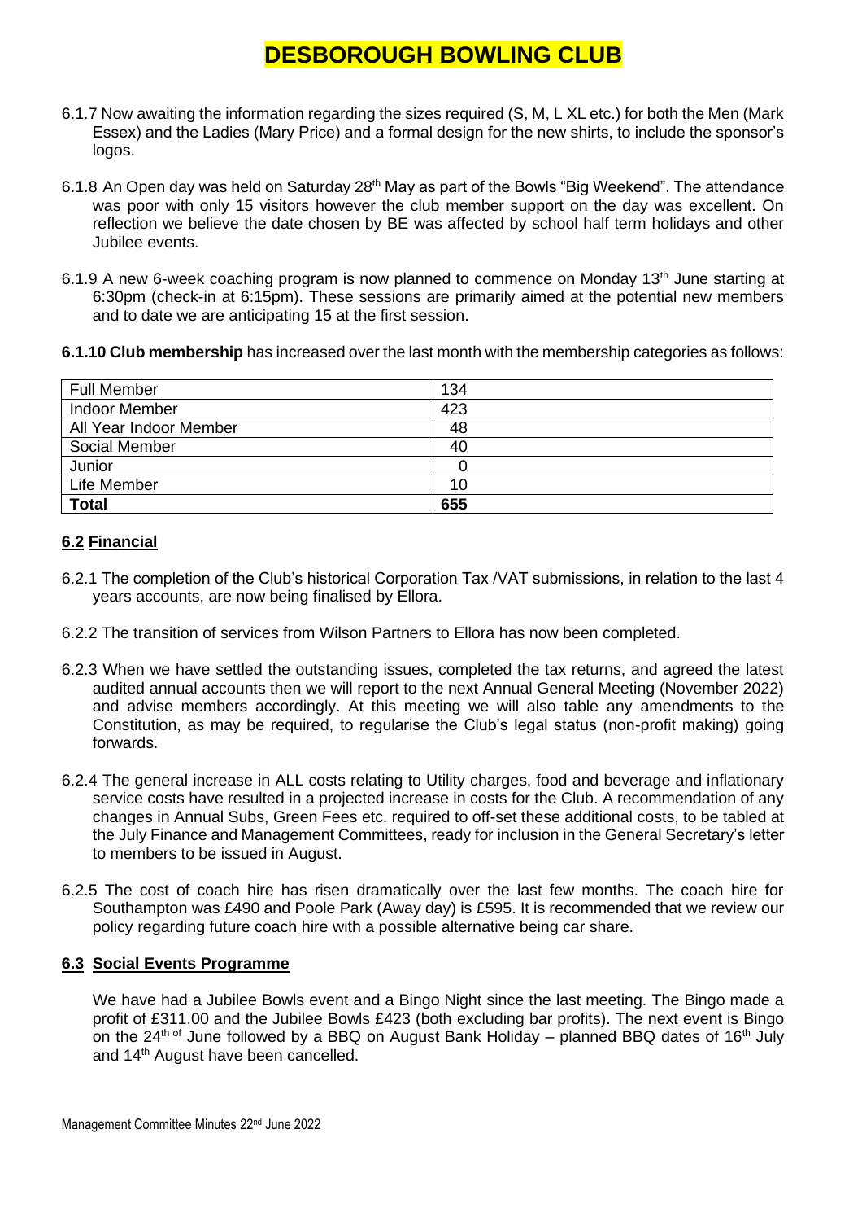6.1.7 Now awaiting the information regarding the sizes required (S, M, L XL etc.) for both the Men (Mark Essex) and the Ladies (Mary Price) and a formal design for the new shirts, to include the sponsor's logos.

6.1.8 An Open day was held on Saturday 28th May as part of the Bowls "Big Weekend". The attendance was poor with only 15 visitors however the club member support on the day was excellent. On reflection we believe the date chosen by BE was affected by school half term holidays and other Jubilee events.

6.1.9 A new 6-week coaching program is now planned to commence on Monday 13th June starting at 6:30pm (check-in at 6:15pm). These sessions are primarily aimed at the potential new members and to date we are anticipating 15 at the first session.

**6.1.10 Club membership** has increased over the last month with the membership categories as follows:

| Full Member | 134 |
|---|---|
| Indoor Member | 423 |
| All Year Indoor Member | 48 |
| Social Member | 40 |
| Junior | 0 |
| Life Member | 10 |
| **Total** | **655** |

## 6.2 Financial

6.2.1 The completion of the Club's historical Corporation Tax /VAT submissions, in relation to the last 4 years accounts, are now being finalised by Ellora.

6.2.2 The transition of services from Wilson Partners to Ellora has now been completed.

6.2.3 When we have settled the outstanding issues, completed the tax returns, and agreed the latest audited annual accounts then we will report to the next Annual General Meeting (November 2022) and advise members accordingly. At this meeting we will also table any amendments to the Constitution, as may be required, to regularise the Club's legal status (non-profit making) going forwards.

6.2.4 The general increase in ALL costs relating to Utility charges, food and beverage and inflationary service costs have resulted in a projected increase in costs for the Club. A recommendation of any changes in Annual Subs, Green Fees etc. required to off-set these additional costs, to be tabled at the July Finance and Management Committees, ready for inclusion in the General Secretary's letter to members to be issued in August.

6.2.5 The cost of coach hire has risen dramatically over the last few months. The coach hire for Southampton was £490 and Poole Park (Away day) is £595. It is recommended that we review our policy regarding future coach hire with a possible alternative being car share.

## 6.3 Social Events Programme

We have had a Jubilee Bowls event and a Bingo Night since the last meeting. The Bingo made a profit of £311.00 and the Jubilee Bowls £423 (both excluding bar profits). The next event is Bingo on the 24th of June followed by a BBQ on August Bank Holiday – planned BBQ dates of 16th July and 14th August have been cancelled.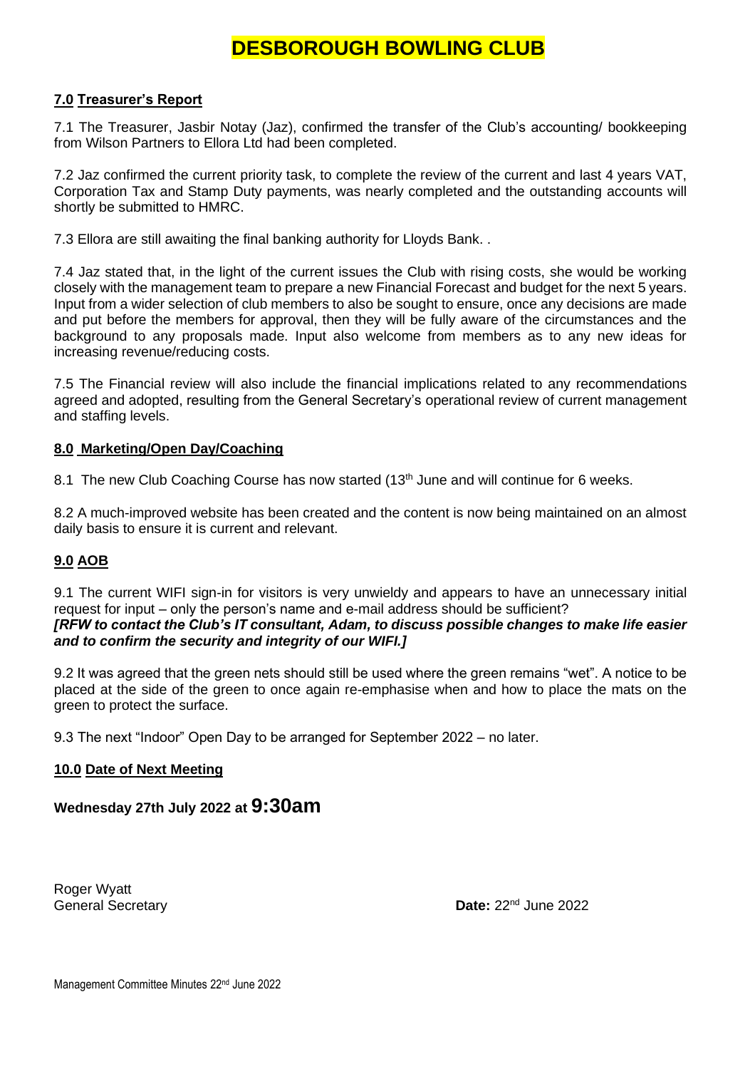# DESBOROUGH BOWLING CLUB

**7.0 Treasurer's Report**

7.1 The Treasurer, Jasbir Notay (Jaz), confirmed the transfer of the Club's accounting/ bookkeeping from Wilson Partners to Ellora Ltd had been completed.

7.2 Jaz confirmed the current priority task, to complete the review of the current and last 4 years VAT, Corporation Tax and Stamp Duty payments, was nearly completed and the outstanding accounts will shortly be submitted to HMRC.

7.3 Ellora are still awaiting the final banking authority for Lloyds Bank. .

7.4 Jaz stated that, in the light of the current issues the Club with rising costs, she would be working closely with the management team to prepare a new Financial Forecast and budget for the next 5 years. Input from a wider selection of club members to also be sought to ensure, once any decisions are made and put before the members for approval, then they will be fully aware of the circumstances and the background to any proposals made. Input also welcome from members as to any new ideas for increasing revenue/reducing costs.

7.5 The Financial review will also include the financial implications related to any recommendations agreed and adopted, resulting from the General Secretary's operational review of current management and staffing levels.

**8.0 Marketing/Open Day/Coaching**

8.1 The new Club Coaching Course has now started (13th June and will continue for 6 weeks.

8.2 A much-improved website has been created and the content is now being maintained on an almost daily basis to ensure it is current and relevant.

**9.0 AOB**

9.1 The current WIFI sign-in for visitors is very unwieldy and appears to have an unnecessary initial request for input – only the person's name and e-mail address should be sufficient?
***[RFW to contact the Club's IT consultant, Adam, to discuss possible changes to make life easier and to confirm the security and integrity of our WIFI.]***

9.2 It was agreed that the green nets should still be used where the green remains "wet". A notice to be placed at the side of the green to once again re-emphasise when and how to place the mats on the green to protect the surface.

9.3 The next "Indoor" Open Day to be arranged for September 2022 – no later.

**10.0 Date of Next Meeting**

**Wednesday 27th July 2022 at 9:30am**

Roger Wyatt
General Secretary

**Date:** 22nd June 2022